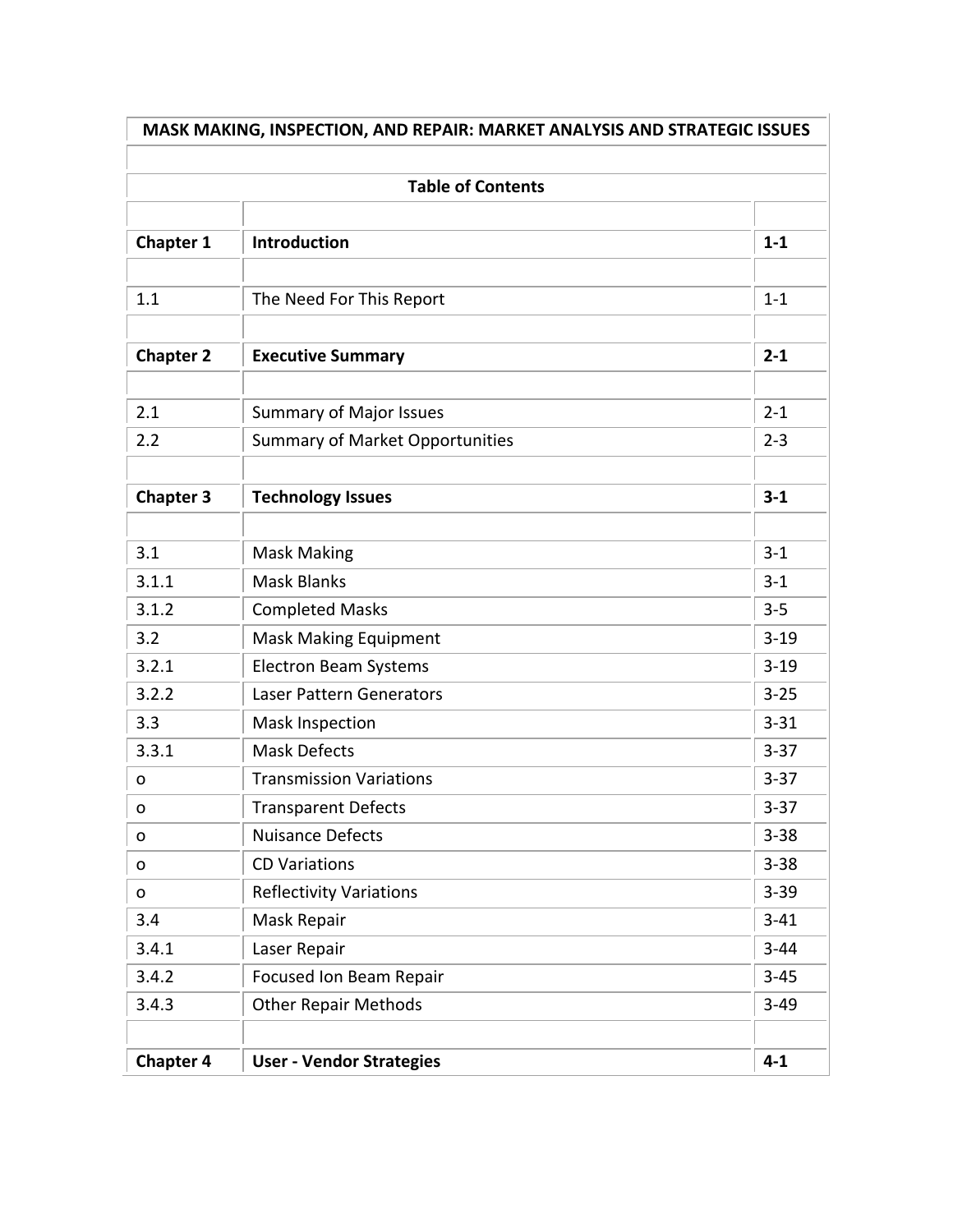# MASK MAKING, INSPECTION, AND REPAIR: MARKET ANALYSIS AND STRATEGIC ISSUES

## Table of Contents

| | | |
|---|---|---|
| **Chapter 1** | **Introduction** | **1-1** |
| | | |
| 1.1 | The Need For This Report | 1-1 |
| | | |
| **Chapter 2** | **Executive Summary** | **2-1** |
| | | |
| 2.1 | Summary of Major Issues | 2-1 |
| 2.2 | Summary of Market Opportunities | 2-3 |
| | | |
| **Chapter 3** | **Technology Issues** | **3-1** |
| | | |
| 3.1 | Mask Making | 3-1 |
| 3.1.1 | Mask Blanks | 3-1 |
| 3.1.2 | Completed Masks | 3-5 |
| 3.2 | Mask Making Equipment | 3-19 |
| 3.2.1 | Electron Beam Systems | 3-19 |
| 3.2.2 | Laser Pattern Generators | 3-25 |
| 3.3 | Mask Inspection | 3-31 |
| 3.3.1 | Mask Defects | 3-37 |
| o | Transmission Variations | 3-37 |
| o | Transparent Defects | 3-37 |
| o | Nuisance Defects | 3-38 |
| o | CD Variations | 3-38 |
| o | Reflectivity Variations | 3-39 |
| 3.4 | Mask Repair | 3-41 |
| 3.4.1 | Laser Repair | 3-44 |
| 3.4.2 | Focused Ion Beam Repair | 3-45 |
| 3.4.3 | Other Repair Methods | 3-49 |
| | | |
| **Chapter 4** | **User - Vendor Strategies** | **4-1** |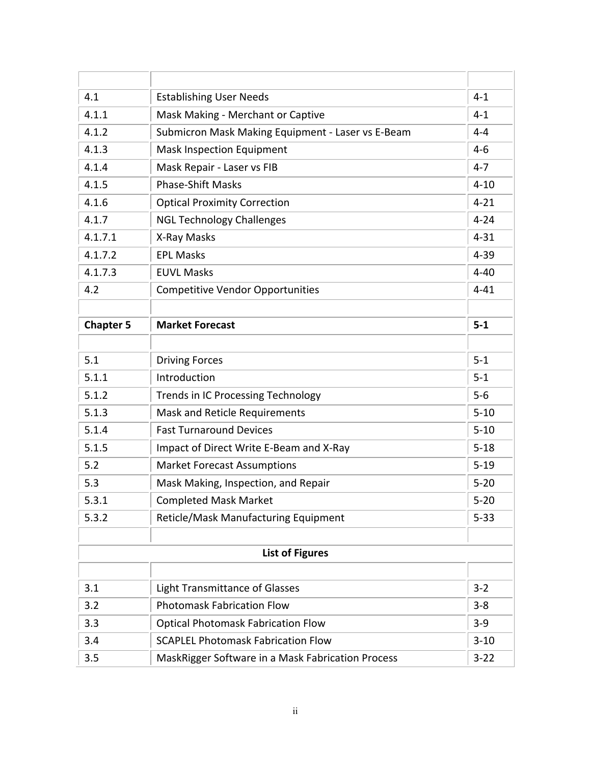| | | |
|---|---|---|
| 4.1 | Establishing User Needs | 4-1 |
| 4.1.1 | Mask Making - Merchant or Captive | 4-1 |
| 4.1.2 | Submicron Mask Making Equipment - Laser vs E-Beam | 4-4 |
| 4.1.3 | Mask Inspection Equipment | 4-6 |
| 4.1.4 | Mask Repair - Laser vs FIB | 4-7 |
| 4.1.5 | Phase-Shift Masks | 4-10 |
| 4.1.6 | Optical Proximity Correction | 4-21 |
| 4.1.7 | NGL Technology Challenges | 4-24 |
| 4.1.7.1 | X-Ray Masks | 4-31 |
| 4.1.7.2 | EPL Masks | 4-39 |
| 4.1.7.3 | EUVL Masks | 4-40 |
| 4.2 | Competitive Vendor Opportunities | 4-41 |
| | | |
| **Chapter 5** | **Market Forecast** | **5-1** |
| | | |
| 5.1 | Driving Forces | 5-1 |
| 5.1.1 | Introduction | 5-1 |
| 5.1.2 | Trends in IC Processing Technology | 5-6 |
| 5.1.3 | Mask and Reticle Requirements | 5-10 |
| 5.1.4 | Fast Turnaround Devices | 5-10 |
| 5.1.5 | Impact of Direct Write E-Beam and X-Ray | 5-18 |
| 5.2 | Market Forecast Assumptions | 5-19 |
| 5.3 | Mask Making, Inspection, and Repair | 5-20 |
| 5.3.1 | Completed Mask Market | 5-20 |
| 5.3.2 | Reticle/Mask Manufacturing Equipment | 5-33 |
| | | |
| | **List of Figures** | |
| | | |
| 3.1 | Light Transmittance of Glasses | 3-2 |
| 3.2 | Photomask Fabrication Flow | 3-8 |
| 3.3 | Optical Photomask Fabrication Flow | 3-9 |
| 3.4 | SCAPLEL Photomask Fabrication Flow | 3-10 |
| 3.5 | MaskRigger Software in a Mask Fabrication Process | 3-22 |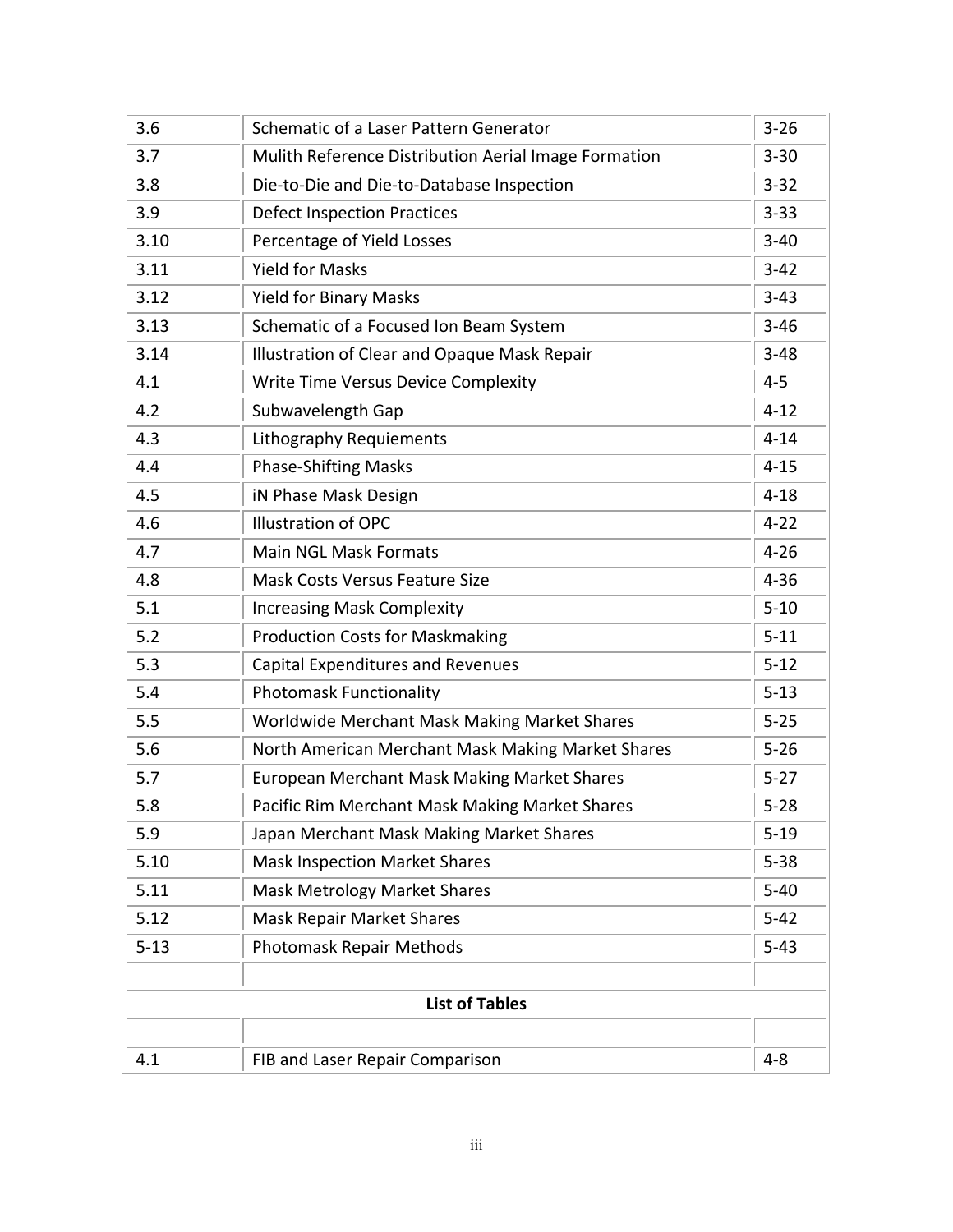| | | |
|---|---|---|
| 3.6 | Schematic of a Laser Pattern Generator | 3-26 |
| 3.7 | Mulith Reference Distribution Aerial Image Formation | 3-30 |
| 3.8 | Die-to-Die and Die-to-Database Inspection | 3-32 |
| 3.9 | Defect Inspection Practices | 3-33 |
| 3.10 | Percentage of Yield Losses | 3-40 |
| 3.11 | Yield for Masks | 3-42 |
| 3.12 | Yield for Binary Masks | 3-43 |
| 3.13 | Schematic of a Focused Ion Beam System | 3-46 |
| 3.14 | Illustration of Clear and Opaque Mask Repair | 3-48 |
| 4.1 | Write Time Versus Device Complexity | 4-5 |
| 4.2 | Subwavelength Gap | 4-12 |
| 4.3 | Lithography Requiements | 4-14 |
| 4.4 | Phase-Shifting Masks | 4-15 |
| 4.5 | iN Phase Mask Design | 4-18 |
| 4.6 | Illustration of OPC | 4-22 |
| 4.7 | Main NGL Mask Formats | 4-26 |
| 4.8 | Mask Costs Versus Feature Size | 4-36 |
| 5.1 | Increasing Mask Complexity | 5-10 |
| 5.2 | Production Costs for Maskmaking | 5-11 |
| 5.3 | Capital Expenditures and Revenues | 5-12 |
| 5.4 | Photomask Functionality | 5-13 |
| 5.5 | Worldwide Merchant Mask Making Market Shares | 5-25 |
| 5.6 | North American Merchant Mask Making Market Shares | 5-26 |
| 5.7 | European Merchant Mask Making Market Shares | 5-27 |
| 5.8 | Pacific Rim Merchant Mask Making Market Shares | 5-28 |
| 5.9 | Japan Merchant Mask Making Market Shares | 5-19 |
| 5.10 | Mask Inspection Market Shares | 5-38 |
| 5.11 | Mask Metrology Market Shares | 5-40 |
| 5.12 | Mask Repair Market Shares | 5-42 |
| 5-13 | Photomask Repair Methods | 5-43 |

**List of Tables**

| | | |
|---|---|---|
| 4.1 | FIB and Laser Repair Comparison | 4-8 |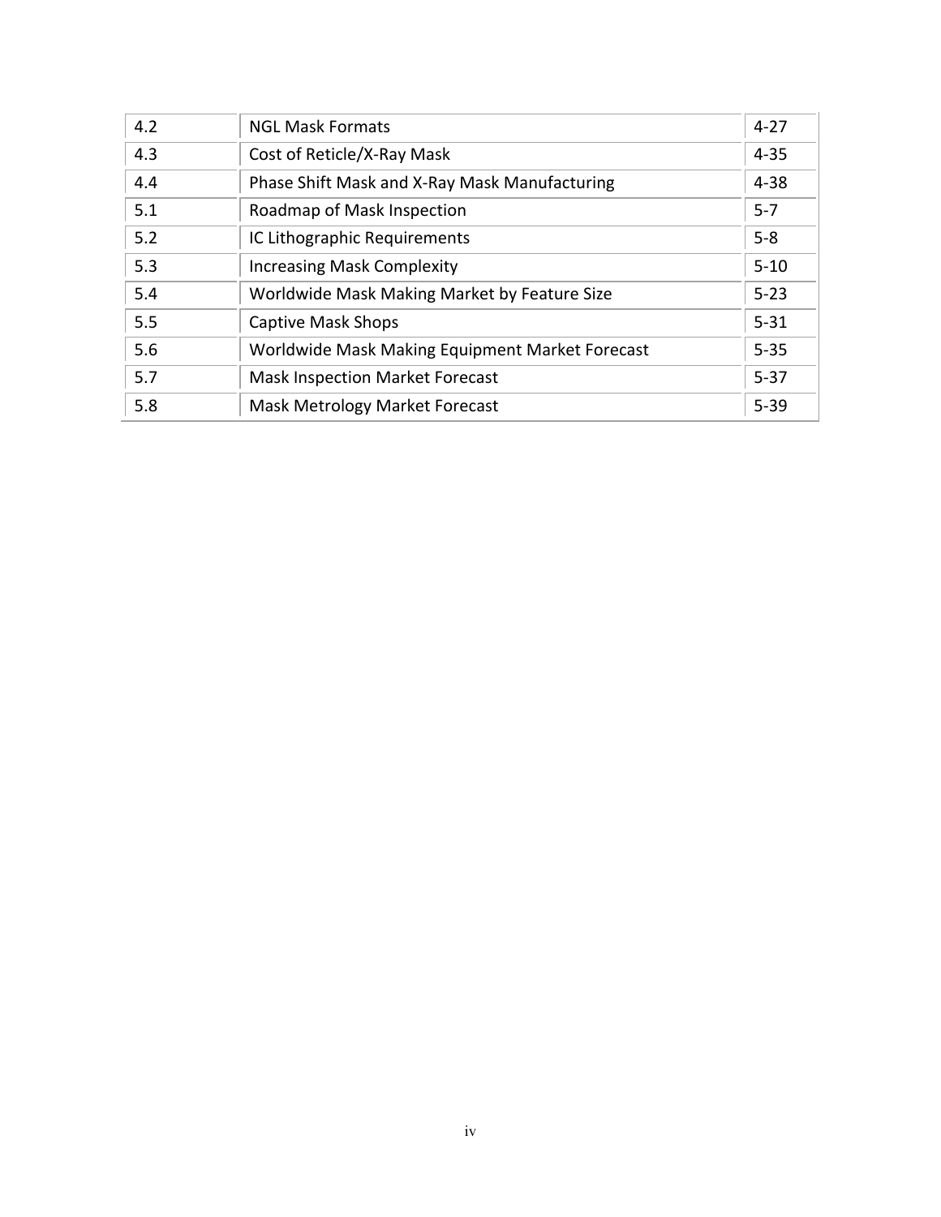| | | |
|---|---|---|
| 4.2 | NGL Mask Formats | 4-27 |
| 4.3 | Cost of Reticle/X-Ray Mask | 4-35 |
| 4.4 | Phase Shift Mask and X-Ray Mask Manufacturing | 4-38 |
| 5.1 | Roadmap of Mask Inspection | 5-7 |
| 5.2 | IC Lithographic Requirements | 5-8 |
| 5.3 | Increasing Mask Complexity | 5-10 |
| 5.4 | Worldwide Mask Making Market by Feature Size | 5-23 |
| 5.5 | Captive Mask Shops | 5-31 |
| 5.6 | Worldwide Mask Making Equipment Market Forecast | 5-35 |
| 5.7 | Mask Inspection Market Forecast | 5-37 |
| 5.8 | Mask Metrology Market Forecast | 5-39 |